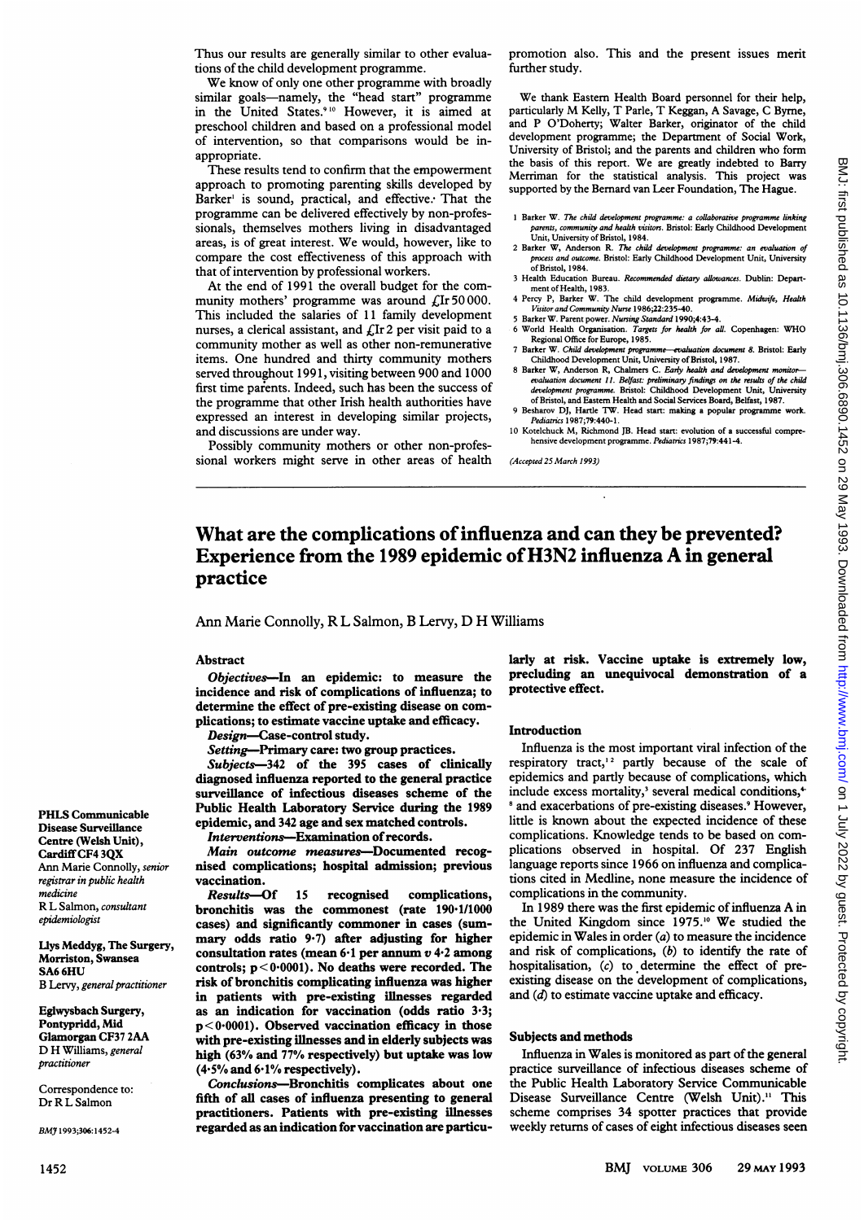Thus our results are generally similar to other evaluations of the child development programme.

We know of only one other programme with broadly similar goals—namely, the "head start" programme in the United States.[9,10] However, it is aimed at preschool children and based on a professional model of intervention, so that comparisons would be inappropriate.

These results tend to confirm that the empowerment approach to promoting parenting skills developed by Barker[1] is sound, practical, and effective. That the programme can be delivered effectively by non-professionals, themselves mothers living in disadvantaged areas, is of great interest. We would, however, like to compare the cost effectiveness of this approach with that of intervention by professional workers.

At the end of 1991 the overall budget for the community mothers' programme was around £Ir 50 000. This included the salaries of 11 family development nurses, a clerical assistant, and £Ir 2 per visit paid to a community mother as well as other non-remunerative items. One hundred and thirty community mothers served throughout 1991, visiting between 900 and 1000 first time parents. Indeed, such has been the success of the programme that other Irish health authorities have expressed an interest in developing similar projects, and discussions are under way.

Possibly community mothers or other non-professional workers might serve in other areas of health promotion also. This and the present issues merit further study.

We thank Eastern Health Board personnel for their help, particularly M Kelly, T Parle, T Keggan, A Savage, C Byrne, and P O'Doherty; Walter Barker, originator of the child development programme; the Department of Social Work, University of Bristol; and the parents and children who form the basis of this report. We are greatly indebted to Barry Merriman for the statistical analysis. This project was supported by the Bernard van Leer Foundation, The Hague.

1 Barker W. *The child development programme: a collaborative programme linking parents, community and health visitors.* Bristol: Early Childhood Development Unit, University of Bristol, 1984.
2 Barker W, Anderson R. *The child development programme: an evaluation of process and outcome.* Bristol: Early Childhood Development Unit, University of Bristol, 1984.
3 Health Education Bureau. *Recommended dietary allowances.* Dublin: Department of Health, 1983.
4 Percy P, Barker W. The child development programme. *Midwife, Health Visitor and Community Nurse* 1986;22:235-40.
5 Barker W. Parent power. *Nursing Standard* 1990;4:43-4.
6 World Health Organisation. *Targets for health for all.* Copenhagen: WHO Regional Office for Europe, 1985.
7 Barker W. *Child development programme—evaluation document 8.* Bristol: Early Childhood Development Unit, University of Bristol, 1987.
8 Barker W, Anderson R, Chalmers C. *Early health and development monitor—evaluation document 11. Belfast: preliminary findings on the results of the child development programme.* Bristol: Childhood Development Unit, University of Bristol, and Eastern Health and Social Services Board, Belfast, 1987.
9 Besharov DJ, Hartle TW. Head start: making a popular programme work. *Pediatrics* 1987;79:440-1.
10 Kotelchuck M, Richmond JB. Head start: evolution of a successful comprehensive development programme. *Pediatrics* 1987;79:441-4.

*(Accepted 25 March 1993)*

# What are the complications of influenza and can they be prevented? Experience from the 1989 epidemic of H3N2 influenza A in general practice

Ann Marie Connolly, R L Salmon, B Lervy, D H Williams

PHLS Communicable Disease Surveillance Centre (Welsh Unit), Cardiff CF4 3QX
Ann Marie Connolly, *senior registrar in public health medicine*
R L Salmon, *consultant epidemiologist*

Llys Meddyg, The Surgery, Morriston, Swansea SA6 6HU
B Lervy, *general practitioner*

Eglwysbach Surgery, Pontypridd, Mid Glamorgan CF37 2AA
D H Williams, *general practitioner*

Correspondence to: Dr R L Salmon

*BMJ* 1993;306:1452-4

## Abstract

**Objectives**—In an epidemic: to measure the incidence and risk of complications of influenza; to determine the effect of pre-existing disease on complications; to estimate vaccine uptake and efficacy.

**Design**—Case-control study.

**Setting**—Primary care: two group practices.

**Subjects**—342 of the 395 cases of clinically diagnosed influenza reported to the general practice surveillance of infectious diseases scheme of the Public Health Laboratory Service during the 1989 epidemic, and 342 age and sex matched controls.

**Interventions**—Examination of records.

**Main outcome measures**—Documented recognised complications; hospital admission; previous vaccination.

**Results**—Of 15 recognised complications, bronchitis was the commonest (rate 190·1/1000 cases) and significantly commoner in cases (summary odds ratio 9·7) after adjusting for higher consultation rates (mean 6·1 per annum *v* 4·2 among controls; $p<0·0001$). No deaths were recorded. The risk of bronchitis complicating influenza was higher in patients with pre-existing illnesses regarded as an indication for vaccination (odds ratio 3·3; $p<0·0001$). Observed vaccination efficacy in those with pre-existing illnesses and in elderly subjects was high (63% and 77% respectively) but uptake was low (4·5% and 6·1% respectively).

**Conclusions**—Bronchitis complicates about one fifth of all cases of influenza presenting to general practitioners. Patients with pre-existing illnesses regarded as an indication for vaccination are particularly at risk. Vaccine uptake is extremely low, precluding an unequivocal demonstration of a protective effect.

## Introduction

Influenza is the most important viral infection of the respiratory tract,[1,2] partly because of the scale of epidemics and partly because of complications, which include excess mortality,[3] several medical conditions,[4-8] and exacerbations of pre-existing diseases.[9] However, little is known about the expected incidence of these complications. Knowledge tends to be based on complications observed in hospital. Of 237 English language reports since 1966 on influenza and complications cited in Medline, none measure the incidence of complications in the community.

In 1989 there was the first epidemic of influenza A in the United Kingdom since 1975.[10] We studied the epidemic in Wales in order (*a*) to measure the incidence and risk of complications, (*b*) to identify the rate of hospitalisation, (*c*) to determine the effect of pre-existing disease on the development of complications, and (*d*) to estimate vaccine uptake and efficacy.

## Subjects and methods

Influenza in Wales is monitored as part of the general practice surveillance of infectious diseases scheme of the Public Health Laboratory Service Communicable Disease Surveillance Centre (Welsh Unit).[11] This scheme comprises 34 spotter practices that provide weekly returns of cases of eight infectious diseases seen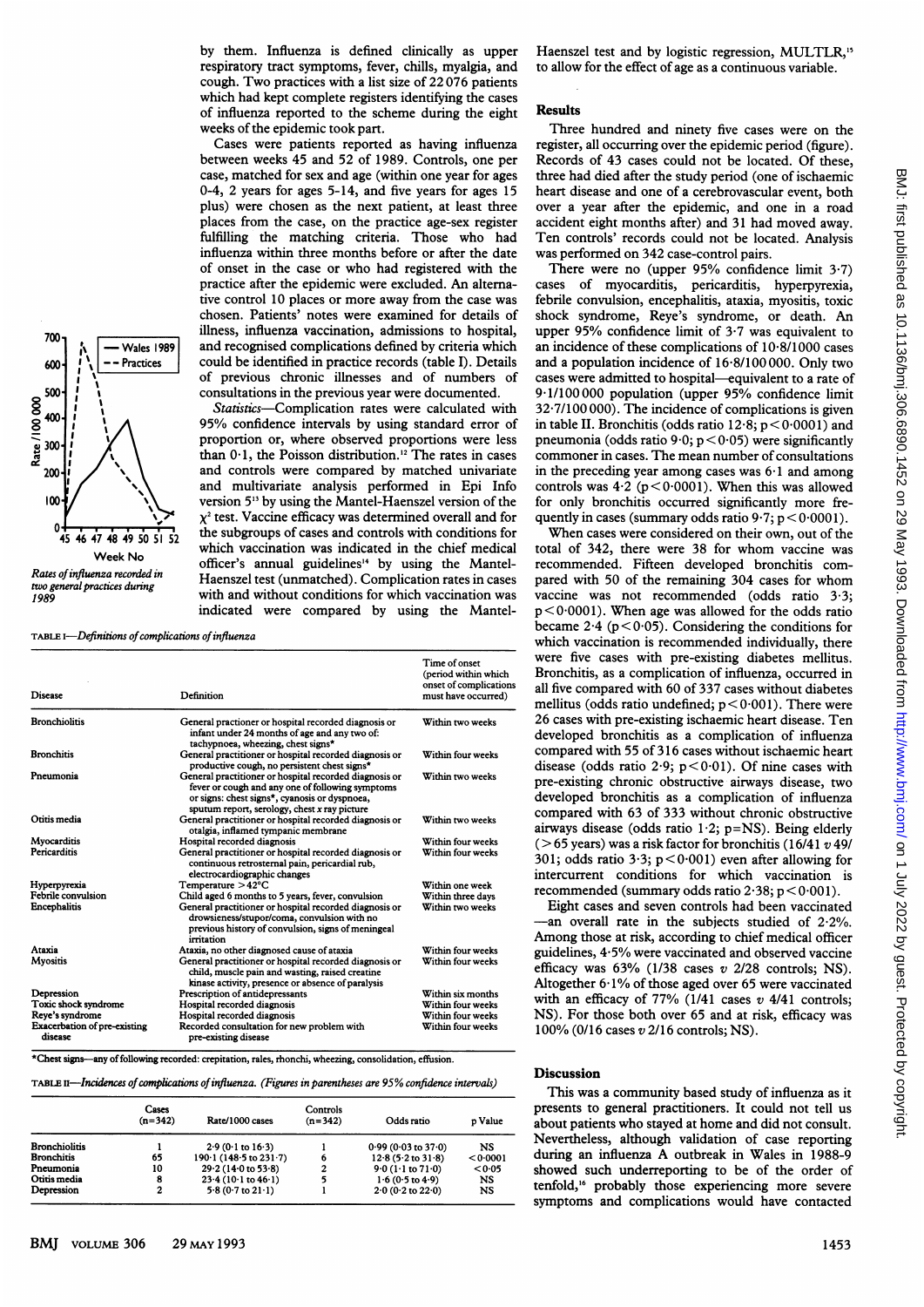by them. Influenza is defined clinically as upper respiratory tract symptoms, fever, chills, myalgia, and cough. Two practices with a list size of 22 076 patients which had kept complete registers identifying the cases of influenza reported to the scheme during the eight weeks of the epidemic took part.

Cases were patients reported as having influenza between weeks 45 and 52 of 1989. Controls, one per case, matched for sex and age (within one year for ages 0-4, 2 years for ages 5-14, and five years for ages 15 plus) were chosen as the next patient, at least three places from the case, on the practice age-sex register fulfilling the matching criteria. Those who had influenza within three months before or after the date of onset in the case or who had registered with the practice after the epidemic were excluded. An alternative control 10 places or more away from the case was chosen. Patients' notes were examined for details of illness, influenza vaccination, admissions to hospital, and recognised complications defined by criteria which could be identified in practice records (table I). Details of previous chronic illnesses and of numbers of consultations in the previous year were documented.

*Statistics*—Complication rates were calculated with 95% confidence intervals by using standard error of proportion or, where observed proportions were less than 0·1, the Poisson distribution.[12] The rates in cases and controls were compared by matched univariate and multivariate analysis performed in Epi Info version 5[13] by using the Mantel-Haenszel version of the $\chi^2$ test. Vaccine efficacy was determined overall and for the subgroups of cases and controls with conditions for which vaccination was indicated in the chief medical officer's annual guidelines[14] by using the Mantel-Haenszel test (unmatched). Complication rates in cases with and without conditions for which vaccination was indicated were compared by using the Mantel-Haenszel test and by logistic regression, MULTLR,[15] to allow for the effect of age as a continuous variable.

*Rates of influenza recorded in two general practices during 1989*

TABLE I—*Definitions of complications of influenza*

| Disease | Definition | Time of onset (period within which onset of complications must have occurred) |
|---|---|---|
| Bronchiolitis | General practioner or hospital recorded diagnosis or infant under 24 months of age and any two of: tachypnoea, wheezing, chest signs* | Within two weeks |
| Bronchitis | General practitioner or hospital recorded diagnosis or productive cough, no persistent chest signs* | Within four weeks |
| Pneumonia | General practitioner or hospital recorded diagnosis or fever or cough and any one of following symptoms or signs: chest signs*, cyanosis or dyspnoea, sputum report, serology, chest x ray picture | Within two weeks |
| Otitis media | General practitioner or hospital recorded diagnosis or otalgia, inflamed tympanic membrane | Within two weeks |
| Myocarditis | Hospital recorded diagnosis | Within four weeks |
| Pericarditis | General practitioner or hospital recorded diagnosis or continuous retrosternal pain, pericardial rub, electrocardiographic changes | Within four weeks |
| Hyperpyrexia | Temperature >42°C | Within one week |
| Febrile convulsion | Child aged 6 months to 5 years, fever, convulsion | Within three days |
| Encephalitis | General practitioner or hospital recorded diagnosis or drowsiness/stupor/coma, convulsion with no previous history of convulsion, signs of meningeal irritation | Within two weeks |
| Ataxia | Ataxia, no other diagnosed cause of ataxia | Within four weeks |
| Myositis | General practitioner or hospital recorded diagnosis or child, muscle pain and wasting, raised creatine kinase activity, presence or absence of paralysis | Within four weeks |
| Depression | Prescription of antidepressants | Within six months |
| Toxic shock syndrome | Hospital recorded diagnosis | Within four weeks |
| Reye's syndrome | Hospital recorded diagnosis | Within four weeks |
| Exacerbation of pre-existing disease | Recorded consultation for new problem with pre-existing disease | Within four weeks |

*Chest signs—any of following recorded: crepitation, rales, rhonchi, wheezing, consolidation, effusion.

TABLE II—*Incidences of complications of influenza. (Figures in parentheses are 95% confidence intervals)*

| | Cases (n=342) | Rate/1000 cases | Controls (n=342) | Odds ratio | p Value |
|---|---|---|---|---|---|
| Bronchiolitis | 1 | 2·9 (0·1 to 16·3) | 1 | 0·99 (0·03 to 37·0) | NS |
| Bronchitis | 65 | 190·1 (148·5 to 231·7) | 6 | 12·8 (5·2 to 31·8) | <0·0001 |
| Pneumonia | 10 | 29·2 (14·0 to 53·8) | 2 | 9·0 (1·1 to 71·0) | <0·05 |
| Otitis media | 8 | 23·4 (10·1 to 46·1) | 5 | 1·6 (0·5 to 4·9) | NS |
| Depression | 2 | 5·8 (0·7 to 21·1) | 1 | 2·0 (0·2 to 22·0) | NS |

## Results

Three hundred and ninety five cases were on the register, all occurring over the epidemic period (figure). Records of 43 cases could not be located. Of these, three had died after the study period (one of ischaemic heart disease and one of a cerebrovascular event, both over a year after the epidemic, and one in a road accident eight months after) and 31 had moved away. Ten controls' records could not be located. Analysis was performed on 342 case-control pairs.

There were no (upper 95% confidence limit 3·7) cases of myocarditis, pericarditis, hyperpyrexia, febrile convulsion, encephalitis, ataxia, myositis, toxic shock syndrome, Reye's syndrome, or death. An upper 95% confidence limit of 3·7 was equivalent to an incidence of these complications of 10·8/1000 cases and a population incidence of 16·8/100 000. Only two cases were admitted to hospital—equivalent to a rate of 9·1/100 000 population (upper 95% confidence limit 32·7/100 000). The incidence of complications is given in table II. Bronchitis (odds ratio 12·8; $p<0·0001$) and pneumonia (odds ratio 9·0; $p<0·05$) were significantly commoner in cases. The mean number of consultations in the preceding year among cases was 6·1 and among controls was 4·2 ($p<0·0001$). When this was allowed for only bronchitis occurred significantly more frequently in cases (summary odds ratio 9·7; $p<0·0001$).

When cases were considered on their own, out of the total of 342, there were 38 for whom vaccine was recommended. Fifteen developed bronchitis compared with 50 of the remaining 304 cases for whom vaccine was not recommended (odds ratio 3·3; $p<0·0001$). When age was allowed for the odds ratio became 2·4 ($p<0·05$). Considering the conditions for which vaccination is recommended individually, there were five cases with pre-existing diabetes mellitus. Bronchitis, as a complication of influenza, occurred in all five compared with 60 of 337 cases without diabetes mellitus (odds ratio undefined; $p<0·001$). There were 26 cases with pre-existing ischaemic heart disease. Ten developed bronchitis as a complication of influenza compared with 55 of 316 cases without ischaemic heart disease (odds ratio 2·9; $p<0·01$). Of nine cases with pre-existing chronic obstructive airways disease, two developed bronchitis as a complication of influenza compared with 63 of 333 without chronic obstructive airways disease (odds ratio 1·2; p=NS). Being elderly (>65 years) was a risk factor for bronchitis (16/41 *v* 49/301; odds ratio 3·3; $p<0·001$) even after allowing for intercurrent conditions for which vaccination is recommended (summary odds ratio 2·38; $p<0·001$).

Eight cases and seven controls had been vaccinated —an overall rate in the subjects studied of 2·2%. Among those at risk, according to chief medical officer guidelines, 4·5% were vaccinated and observed vaccine efficacy was 63% (1/38 cases *v* 2/28 controls; NS). Altogether 6·1% of those aged over 65 were vaccinated with an efficacy of 77% (1/41 cases *v* 4/41 controls; NS). For those both over 65 and at risk, efficacy was 100% (0/16 cases *v* 2/16 controls; NS).

## Discussion

This was a community based study of influenza as it presents to general practitioners. It could not tell us about patients who stayed at home and did not consult. Nevertheless, although validation of case reporting during an influenza A outbreak in Wales in 1988-9 showed such underreporting to be of the order of tenfold,[16] probably those experiencing more severe symptoms and complications would have contacted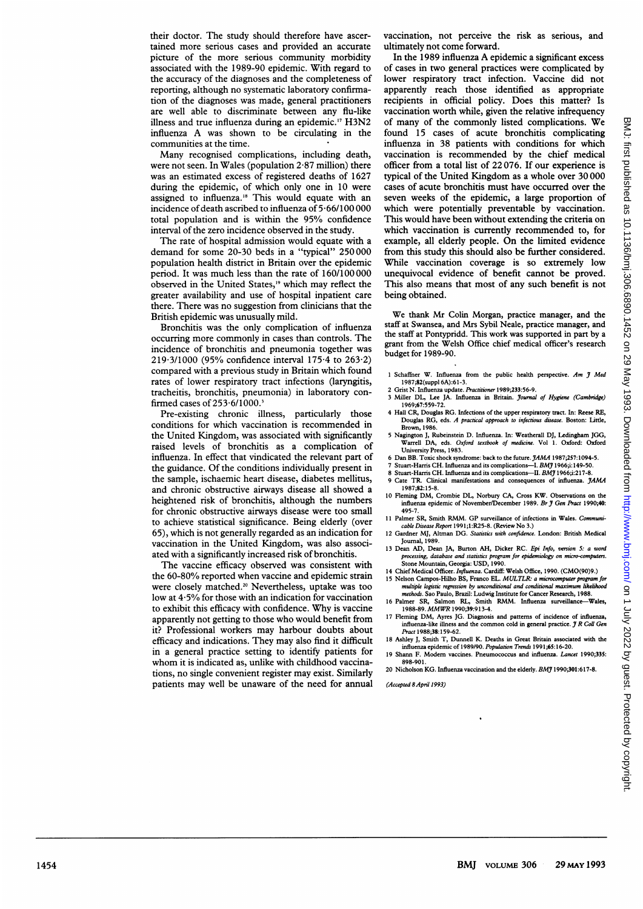their doctor. The study should therefore have ascertained more serious cases and provided an accurate picture of the more serious community morbidity associated with the 1989-90 epidemic. With regard to the accuracy of the diagnoses and the completeness of reporting, although no systematic laboratory confirmation of the diagnoses was made, general practitioners are well able to discriminate between any flu-like illness and true influenza during an epidemic.[17] H3N2 influenza A was shown to be circulating in the communities at the time.

Many recognised complications, including death, were not seen. In Wales (population 2·87 million) there was an estimated excess of registered deaths of 1627 during the epidemic, of which only one in 10 were assigned to influenza.[18] This would equate with an incidence of death ascribed to influenza of 5·66/100 000 total population and is within the 95% confidence interval of the zero incidence observed in the study.

The rate of hospital admission would equate with a demand for some 20-30 beds in a "typical" 250 000 population health district in Britain over the epidemic period. It was much less than the rate of 160/100 000 observed in the United States,[19] which may reflect the greater availability and use of hospital inpatient care there. There was no suggestion from clinicians that the British epidemic was unusually mild.

Bronchitis was the only complication of influenza occurring more commonly in cases than controls. The incidence of bronchitis and pneumonia together was 219·3/1000 (95% confidence interval 175·4 to 263·2) compared with a previous study in Britain which found rates of lower respiratory tract infections (laryngitis, tracheitis, bronchitis, pneumonia) in laboratory confirmed cases of 253·6/1000.[3]

Pre-existing chronic illness, particularly those conditions for which vaccination is recommended in the United Kingdom, was associated with significantly raised levels of bronchitis as a complication of influenza. In effect that vindicated the relevant part of the guidance. Of the conditions individually present in the sample, ischaemic heart disease, diabetes mellitus, and chronic obstructive airways disease all showed a heightened risk of bronchitis, although the numbers for chronic obstructive airways disease were too small to achieve statistical significance. Being elderly (over 65), which is not generally regarded as an indication for vaccination in the United Kingdom, was also associated with a significantly increased risk of bronchitis.

The vaccine efficacy observed was consistent with the 60-80% reported when vaccine and epidemic strain were closely matched.[20] Nevertheless, uptake was too low at 4·5% for those with an indication for vaccination to exhibit this efficacy with confidence. Why is vaccine apparently not getting to those who would benefit from it? Professional workers may harbour doubts about efficacy and indications. They may also find it difficult in a general practice setting to identify patients for whom it is indicated as, unlike with childhood vaccinations, no single convenient register may exist. Similarly patients may well be unaware of the need for annual vaccination, not perceive the risk as serious, and ultimately not come forward.

In the 1989 influenza A epidemic a significant excess of cases in two general practices were complicated by lower respiratory tract infection. Vaccine did not apparently reach those identified as appropriate recipients in official policy. Does this matter? Is vaccination worth while, given the relative infrequency of many of the commonly listed complications. We found 15 cases of acute bronchitis complicating influenza in 38 patients with conditions for which vaccination is recommended by the chief medical officer from a total list of 22 076. If our experience is typical of the United Kingdom as a whole over 30 000 cases of acute bronchitis must have occurred over the seven weeks of the epidemic, a large proportion of which were potentially preventable by vaccination. This would have been without extending the criteria on which vaccination is currently recommended to, for example, all elderly people. On the limited evidence from this study this should also be further considered. While vaccination coverage is so extremely low unequivocal evidence of benefit cannot be proved. This also means that most of any such benefit is not being obtained.

We thank Mr Colin Morgan, practice manager, and the staff at Swansea, and Mrs Sybil Neale, practice manager, and the staff at Pontypridd. This work was supported in part by a grant from the Welsh Office chief medical officer's research budget for 1989-90.

1 Schaffner W. Influenza from the public health perspective. *Am J Med* 1987;82(suppl 6A):61-3.
2 Grist N. Influenza update. *Practitioner* 1989;233:56-9.
3 Miller DL, Lee JA. Influenza in Britain. *Journal of Hygiene (Cambridge)* 1969;67:559-72.
4 Hall CR, Douglas RG. Infections of the upper respiratory tract. In: Reese RE, Douglas RG, eds. *A practical approach to infectious disease.* Boston: Little, Brown, 1986.
5 Nagington J, Rubeinstein D. Influenza. In: Weatherall DJ, Ledingham JGG, Warrell DA, eds. *Oxford textbook of medicine.* Vol 1. Oxford: Oxford University Press, 1983.
6 Dan BB. Toxic shock syndrome: back to the future. *JAMA* 1987;257:1094-5.
7 Stuart-Harris CH. Influenza and its complications—I. *BMJ* 1966;i:149-50.
8 Stuart-Harris CH. Influenza and its complications—II. *BMJ* 1966;i:217-8.
9 Cate TR. Clinical manifestations and consequences of influenza. *JAMA* 1987;82:15-8.
10 Fleming DM, Crombie DL, Norbury CA, Cross KW. Observations on the influenza epidemic of November/December 1989. *Br J Gen Pract* 1990;40:495-7.
11 Palmer SR, Smith RMM. GP surveillance of infections in Wales. *Communicable Disease Report* 1991;1:R25-8. (Review No 3.)
12 Gardner MJ, Altman DG. *Statistics with confidence.* London: British Medical Journal, 1989.
13 Dean AD, Dean JA, Burton AH, Dicker RC. *Epi Info, version 5: a word processing, database and statistics program for epidemiology on micro-computers.* Stone Mountain, Georgia: USD, 1990.
14 Chief Medical Officer. *Influenza.* Cardiff: Welsh Office, 1990. (CMO(90)9.)
15 Nelson Campos-Hilho BS, Franco EL. *MULTLR: a microcomputer program for multiple logistic regression by unconditional and conditional maximum likelihood methods.* Sao Paulo, Brazil: Ludwig Institute for Cancer Research, 1988.
16 Palmer SR, Salmon RL, Smith RMM. Influenza surveillance—Wales, 1988-89. *MMWR* 1990;39:913-4.
17 Fleming DM, Ayres JG. Diagnosis and patterns of incidence of influenza, influenza-like illness and the common cold in general practice. *J R Coll Gen Pract* 1988;38:159-62.
18 Ashley J, Smith T, Dunnell K. Deaths in Great Britain associated with the influenza epidemic of 1989/90. *Population Trends* 1991;65:16-20.
19 Shann F. Modern vaccines. Pneumococcus and influenza. *Lancet* 1990;335:898-901.
20 Nicholson KG. Influenza vaccination and the elderly. *BMJ* 1990;301:617-8.

*(Accepted 8 April 1993)*